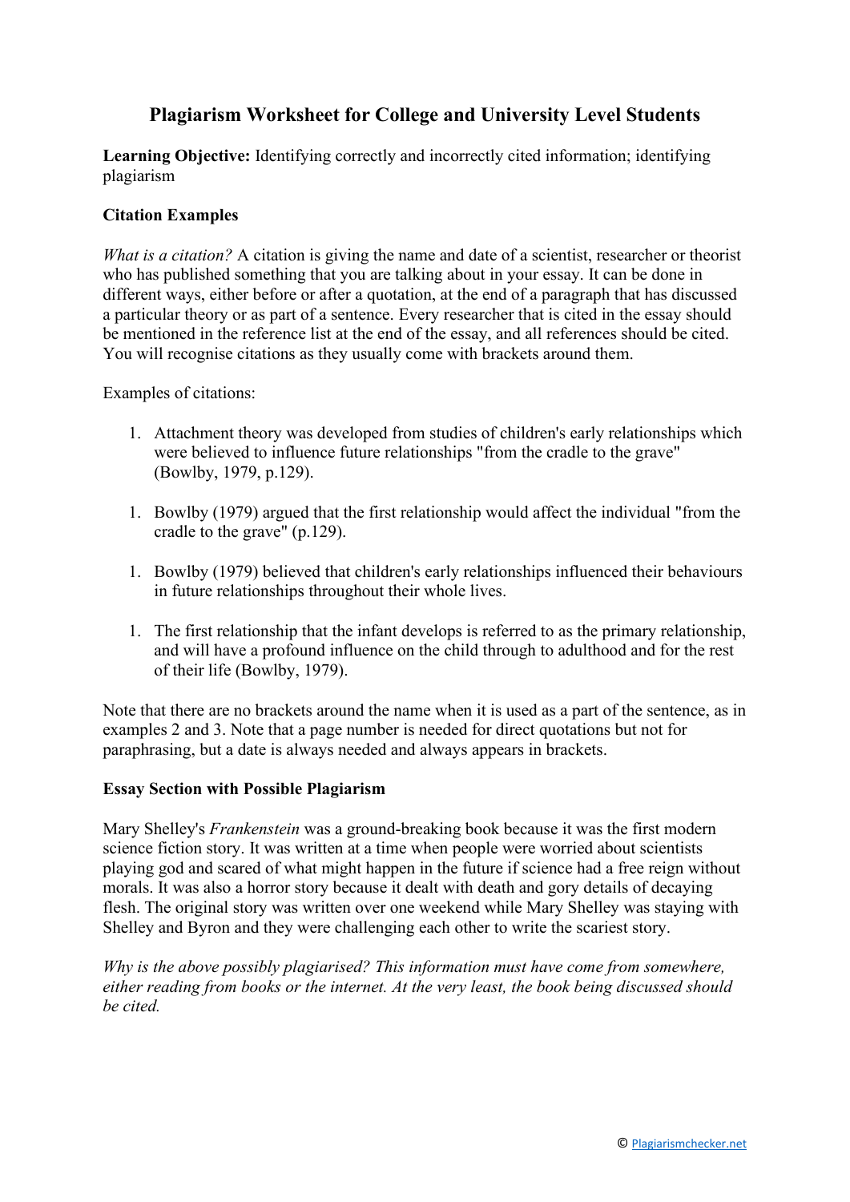# Plagiarism Worksheet for College and University Level Students

**Learning Objective:** Identifying correctly and incorrectly cited information; identifying plagiarism

**Citation Examples**

*What is a citation?* A citation is giving the name and date of a scientist, researcher or theorist who has published something that you are talking about in your essay. It can be done in different ways, either before or after a quotation, at the end of a paragraph that has discussed a particular theory or as part of a sentence. Every researcher that is cited in the essay should be mentioned in the reference list at the end of the essay, and all references should be cited. You will recognise citations as they usually come with brackets around them.

Examples of citations:

1. Attachment theory was developed from studies of children's early relationships which were believed to influence future relationships "from the cradle to the grave" (Bowlby, 1979, p.129).

1. Bowlby (1979) argued that the first relationship would affect the individual "from the cradle to the grave" (p.129).

1. Bowlby (1979) believed that children's early relationships influenced their behaviours in future relationships throughout their whole lives.

1. The first relationship that the infant develops is referred to as the primary relationship, and will have a profound influence on the child through to adulthood and for the rest of their life (Bowlby, 1979).

Note that there are no brackets around the name when it is used as a part of the sentence, as in examples 2 and 3. Note that a page number is needed for direct quotations but not for paraphrasing, but a date is always needed and always appears in brackets.

**Essay Section with Possible Plagiarism**

Mary Shelley's *Frankenstein* was a ground-breaking book because it was the first modern science fiction story. It was written at a time when people were worried about scientists playing god and scared of what might happen in the future if science had a free reign without morals. It was also a horror story because it dealt with death and gory details of decaying flesh. The original story was written over one weekend while Mary Shelley was staying with Shelley and Byron and they were challenging each other to write the scariest story.

*Why is the above possibly plagiarised? This information must have come from somewhere, either reading from books or the internet. At the very least, the book being discussed should be cited.*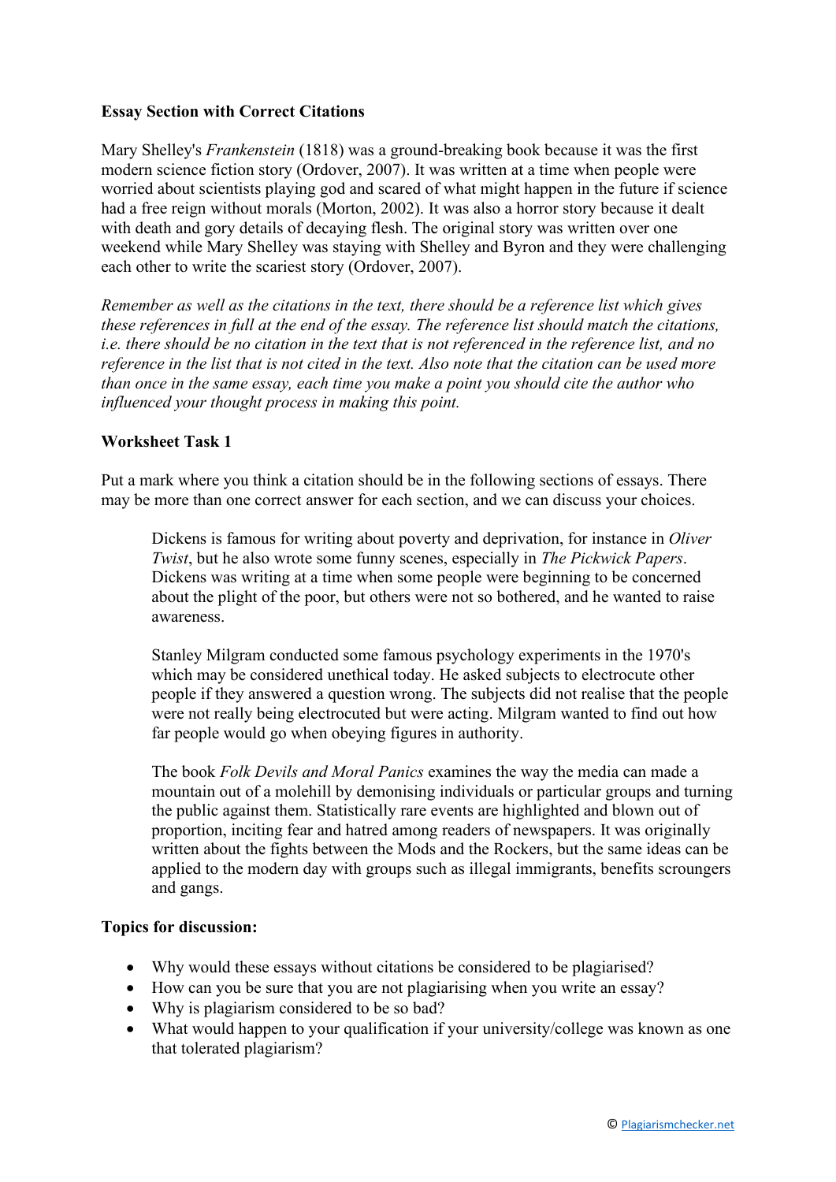**Essay Section with Correct Citations**

Mary Shelley's *Frankenstein* (1818) was a ground-breaking book because it was the first modern science fiction story (Ordover, 2007). It was written at a time when people were worried about scientists playing god and scared of what might happen in the future if science had a free reign without morals (Morton, 2002). It was also a horror story because it dealt with death and gory details of decaying flesh. The original story was written over one weekend while Mary Shelley was staying with Shelley and Byron and they were challenging each other to write the scariest story (Ordover, 2007).

*Remember as well as the citations in the text, there should be a reference list which gives these references in full at the end of the essay. The reference list should match the citations, i.e. there should be no citation in the text that is not referenced in the reference list, and no reference in the list that is not cited in the text. Also note that the citation can be used more than once in the same essay, each time you make a point you should cite the author who influenced your thought process in making this point.*

**Worksheet Task 1**

Put a mark where you think a citation should be in the following sections of essays. There may be more than one correct answer for each section, and we can discuss your choices.

> Dickens is famous for writing about poverty and deprivation, for instance in *Oliver Twist*, but he also wrote some funny scenes, especially in *The Pickwick Papers*. Dickens was writing at a time when some people were beginning to be concerned about the plight of the poor, but others were not so bothered, and he wanted to raise awareness.
>
> Stanley Milgram conducted some famous psychology experiments in the 1970's which may be considered unethical today. He asked subjects to electrocute other people if they answered a question wrong. The subjects did not realise that the people were not really being electrocuted but were acting. Milgram wanted to find out how far people would go when obeying figures in authority.
>
> The book *Folk Devils and Moral Panics* examines the way the media can made a mountain out of a molehill by demonising individuals or particular groups and turning the public against them. Statistically rare events are highlighted and blown out of proportion, inciting fear and hatred among readers of newspapers. It was originally written about the fights between the Mods and the Rockers, but the same ideas can be applied to the modern day with groups such as illegal immigrants, benefits scroungers and gangs.

**Topics for discussion:**

- Why would these essays without citations be considered to be plagiarised?
- How can you be sure that you are not plagiarising when you write an essay?
- Why is plagiarism considered to be so bad?
- What would happen to your qualification if your university/college was known as one that tolerated plagiarism?

© Plagiarismchecker.net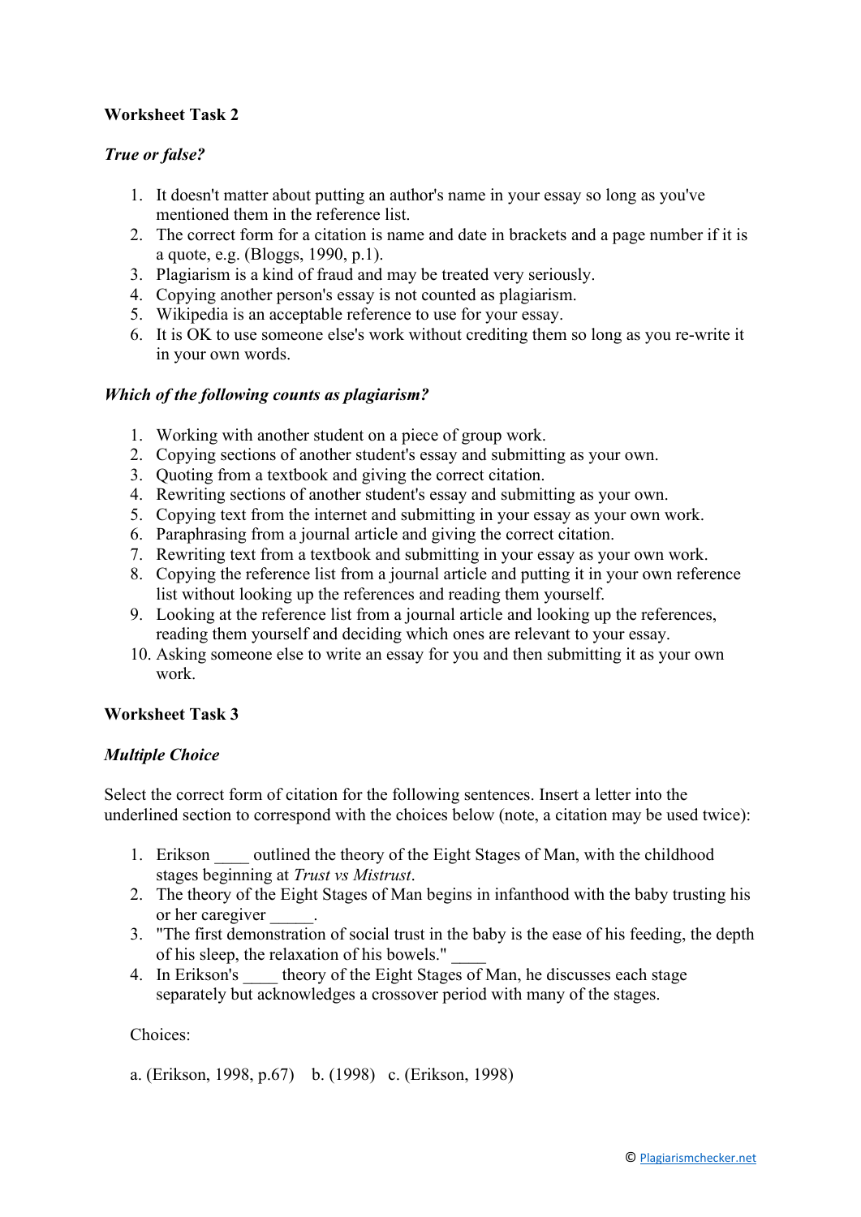**Worksheet Task 2**

***True or false?***

1. It doesn't matter about putting an author's name in your essay so long as you've mentioned them in the reference list.
2. The correct form for a citation is name and date in brackets and a page number if it is a quote, e.g. (Bloggs, 1990, p.1).
3. Plagiarism is a kind of fraud and may be treated very seriously.
4. Copying another person's essay is not counted as plagiarism.
5. Wikipedia is an acceptable reference to use for your essay.
6. It is OK to use someone else's work without crediting them so long as you re-write it in your own words.

***Which of the following counts as plagiarism?***

1. Working with another student on a piece of group work.
2. Copying sections of another student's essay and submitting as your own.
3. Quoting from a textbook and giving the correct citation.
4. Rewriting sections of another student's essay and submitting as your own.
5. Copying text from the internet and submitting in your essay as your own work.
6. Paraphrasing from a journal article and giving the correct citation.
7. Rewriting text from a textbook and submitting in your essay as your own work.
8. Copying the reference list from a journal article and putting it in your own reference list without looking up the references and reading them yourself.
9. Looking at the reference list from a journal article and looking up the references, reading them yourself and deciding which ones are relevant to your essay.
10. Asking someone else to write an essay for you and then submitting it as your own work.

**Worksheet Task 3**

***Multiple Choice***

Select the correct form of citation for the following sentences. Insert a letter into the underlined section to correspond with the choices below (note, a citation may be used twice):

1. Erikson ____ outlined the theory of the Eight Stages of Man, with the childhood stages beginning at *Trust vs Mistrust*.
2. The theory of the Eight Stages of Man begins in infanthood with the baby trusting his or her caregiver _____.
3. "The first demonstration of social trust in the baby is the ease of his feeding, the depth of his sleep, the relaxation of his bowels." ____
4. In Erikson's ____ theory of the Eight Stages of Man, he discusses each stage separately but acknowledges a crossover period with many of the stages.

Choices:

a. (Erikson, 1998, p.67)  b. (1998)  c. (Erikson, 1998)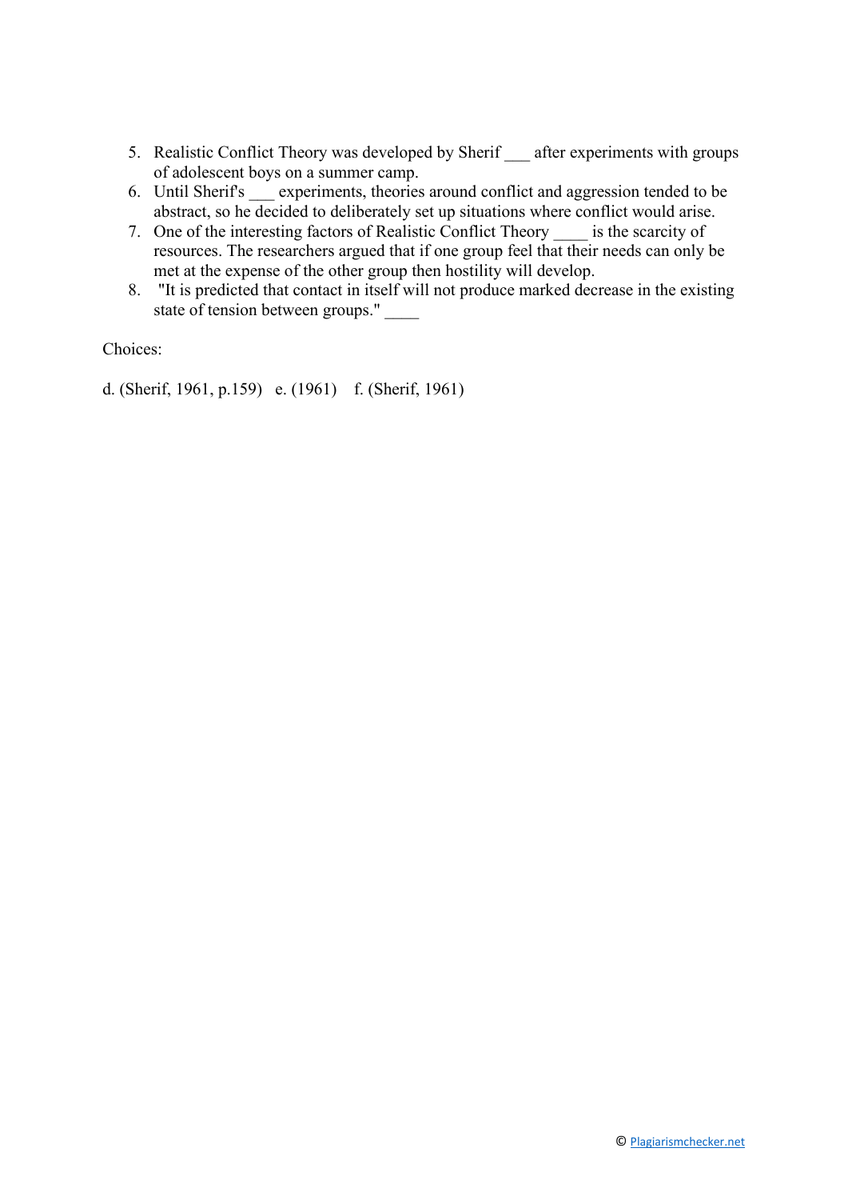5. Realistic Conflict Theory was developed by Sherif ___ after experiments with groups of adolescent boys on a summer camp.
6. Until Sherif's ___ experiments, theories around conflict and aggression tended to be abstract, so he decided to deliberately set up situations where conflict would arise.
7. One of the interesting factors of Realistic Conflict Theory ____ is the scarcity of resources. The researchers argued that if one group feel that their needs can only be met at the expense of the other group then hostility will develop.
8. "It is predicted that contact in itself will not produce marked decrease in the existing state of tension between groups." ____

Choices:

d. (Sherif, 1961, p.159)   e. (1961)   f. (Sherif, 1961)

© Plagiarismchecker.net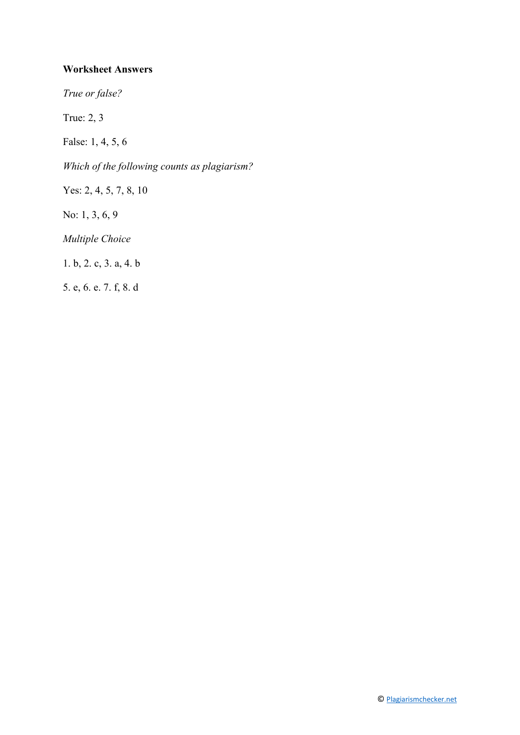**Worksheet Answers**

*True or false?*

True: 2, 3

False: 1, 4, 5, 6

*Which of the following counts as plagiarism?*

Yes: 2, 4, 5, 7, 8, 10

No: 1, 3, 6, 9

*Multiple Choice*

1. b, 2. c, 3. a, 4. b

5. e, 6. e. 7. f, 8. d

© Plagiarismchecker.net